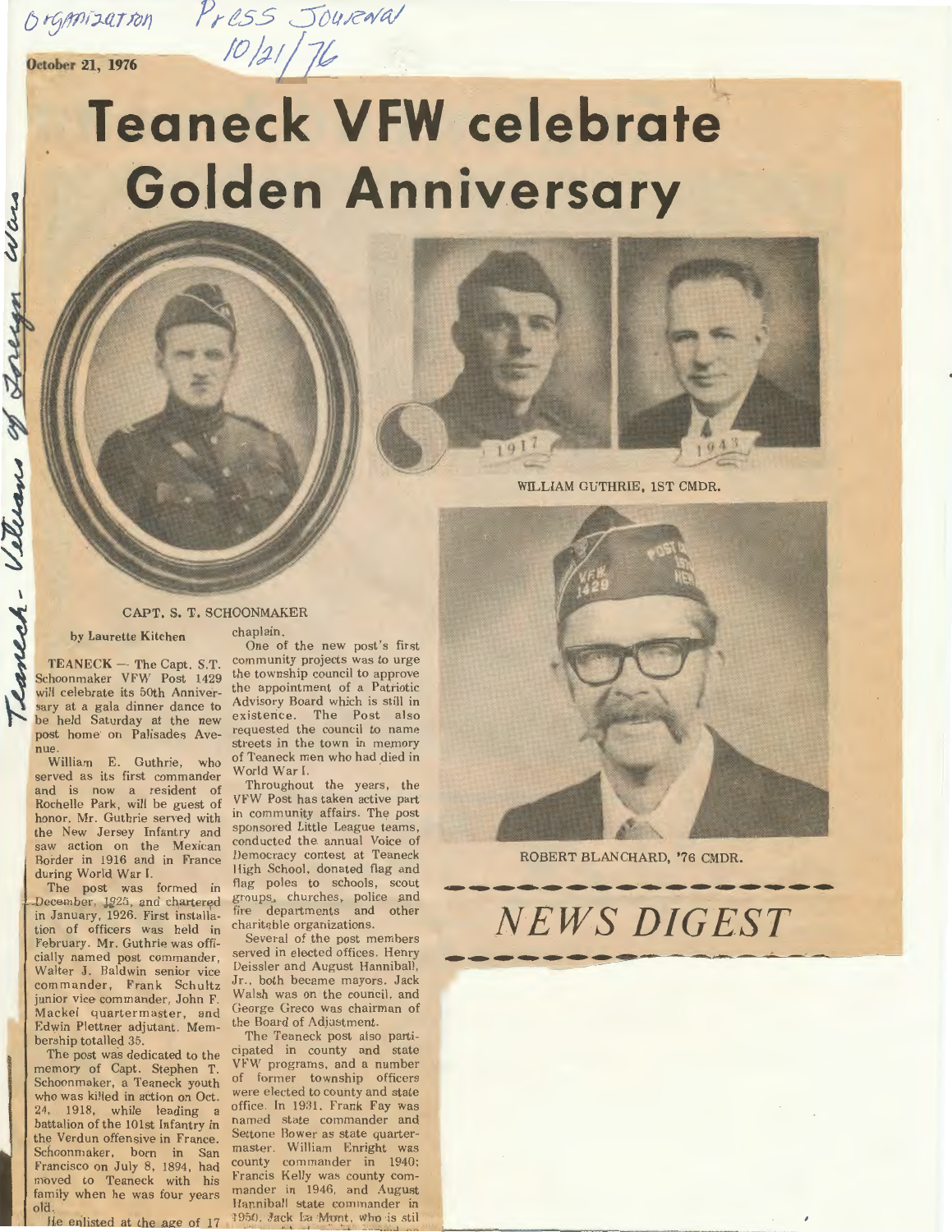Organization Press Journal 10/21/76

October 21, 1976

Teaneck - Veterans of Foreign Wars

# Teaneck VFW celebrate Golden Anniversary

CAPT. S. T. SCHOONMAKER

1917 1943

WILLIAM GUTHRIE, 1ST CMDR.

ROBERT BLANCHARD, '76 CMDR.

by Laurette Kitchen

TEANECK — The Capt. S.T. Schoonmaker VFW Post 1429 will celebrate its 50th Anniversary at a gala dinner dance to be held Saturday at the new post home on Palisades Avenue.

William E. Guthrie, who served as its first commander and is now a resident of Rochelle Park, will be guest of honor. Mr. Guthrie served with the New Jersey Infantry and saw action on the Mexican Border in 1916 and in France during World War I.

The post was formed in December, 1925, and chartered in January, 1926. First installation of officers was held in February. Mr. Guthrie was officially named post commander, Walter J. Baldwin senior vice commander, Frank Schultz junior vice commander, John F. Mackel quartermaster, and Edwin Plettner adjutant. Membership totalled 35.

The post was dedicated to the memory of Capt. Stephen T. Schoonmaker, a Teaneck youth who was killed in action on Oct. 24, 1918, while leading a battalion of the 101st Infantry in the Verdun offensive in France. Schoonmaker, born in San Francisco on July 8, 1894, had moved to Teaneck with his family when he was four years old.

He enlisted at the age of 17 ... chaplain.

One of the new post's first community projects was to urge the township council to approve the appointment of a Patriotic Advisory Board which is still in existence. The Post also requested the council to name streets in the town in memory of Teaneck men who had died in World War I.

Throughout the years, the VFW Post has taken active part in community affairs. The post sponsored Little League teams, conducted the annual Voice of Democracy contest at Teaneck High School, donated flag and flag poles to schools, scout groups, churches, police and fire departments and other charitable organizations.

Several of the post members served in elected offices. Henry Deissler and August Hanniball, Jr., both became mayors. Jack Walsh was on the council, and George Greco was chairman of the Board of Adjustment.

The Teaneck post also participated in county and state VFW programs, and a number of former township officers were elected to county and state office. In 1931, Frank Fay was named state commander and Settone Bower as state quartermaster. William Enright was county commander in 1940; Francis Kelly was county commander in 1946, and August Hanniball state commander in 1950. Jack La Mont, who is stil

## NEWS DIGEST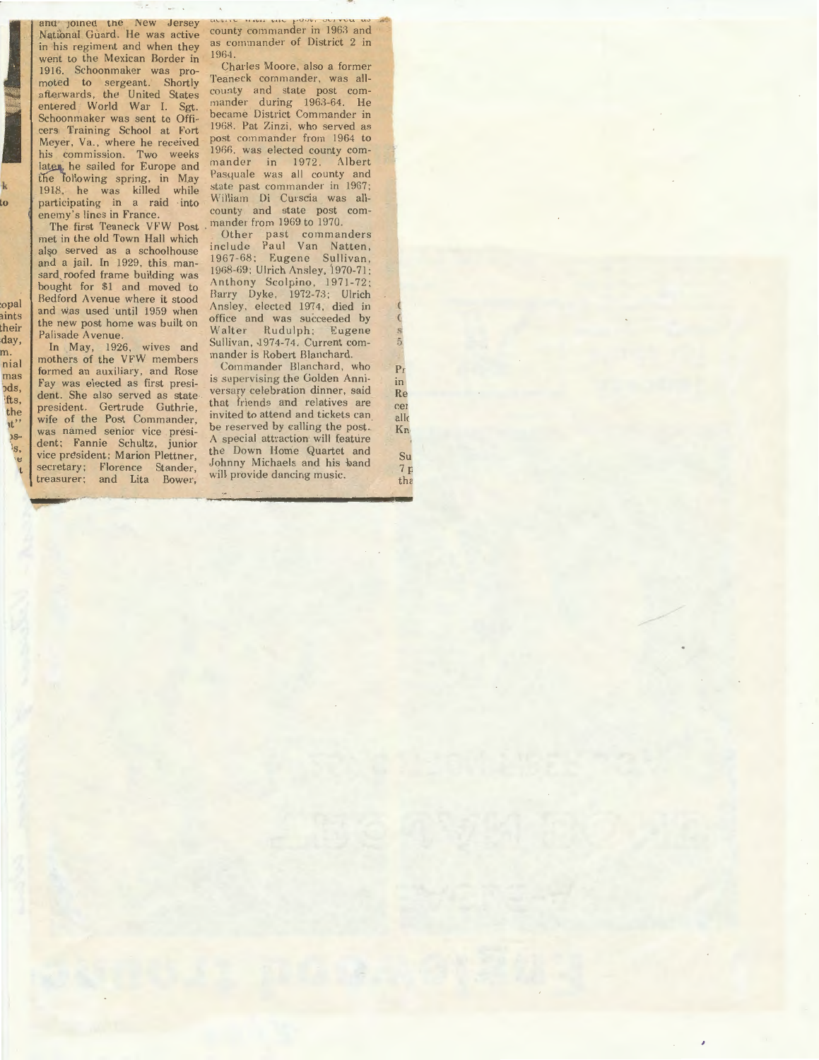and joined the New Jersey National Guard. He was active in his regiment and when they went to the Mexican Border in 1916, Schoonmaker was promoted to sergeant. Shortly afterwards, the United States entered World War I. Sgt. Schoonmaker was sent to Officers Training School at Fort Meyer, Va., where he received his commission. Two weeks later, he sailed for Europe and the following spring, in May 1918, he was killed while participating in a raid into enemy's lines in France.

The first Teaneck VFW Post met in the old Town Hall which also served as a schoolhouse and a jail. In 1929, this mansard roofed frame building was bought for $1 and moved to Bedford Avenue where it stood and was used until 1959 when the new post home was built on Palisade Avenue.

In May, 1926, wives and mothers of the VFW members formed an auxiliary, and Rose Fay was elected as first president. She also served as state president. Gertrude Guthrie, wife of the Post Commander, was named senior vice president; Fannie Schultz, junior vice president; Marion Plettner, secretary; Florence Stander, treasurer; and Lita Bower,

active with the post, served as county commander in 1963 and as commander of District 2 in 1964.

Charles Moore, also a former Teaneck commander, was all-county and state post commander during 1963-64. He became District Commander in 1968. Pat Zinzi, who served as post commander from 1964 to 1966, was elected county commander in 1972. Albert Pasquale was all county and state past commander in 1967; William Di Curscia was all-county and state post commander from 1969 to 1970.

Other past commanders include Paul Van Natten, 1967-68; Eugene Sullivan, 1968-69; Ulrich Ansley, 1970-71; Anthony Scolpino, 1971-72; Barry Dyke, 1972-73; Ulrich Ansley, elected 1974, died in office and was succeeded by Walter Rudulph; Eugene Sullivan, 1974-74. Current commander is Robert Blanchard.

Commander Blanchard, who is supervising the Golden Anniversary celebration dinner, said that friends and relatives are invited to attend and tickets can be reserved by calling the post. A special attraction will feature the Down Home Quartet and Johnny Michaels and his band will provide dancing music.